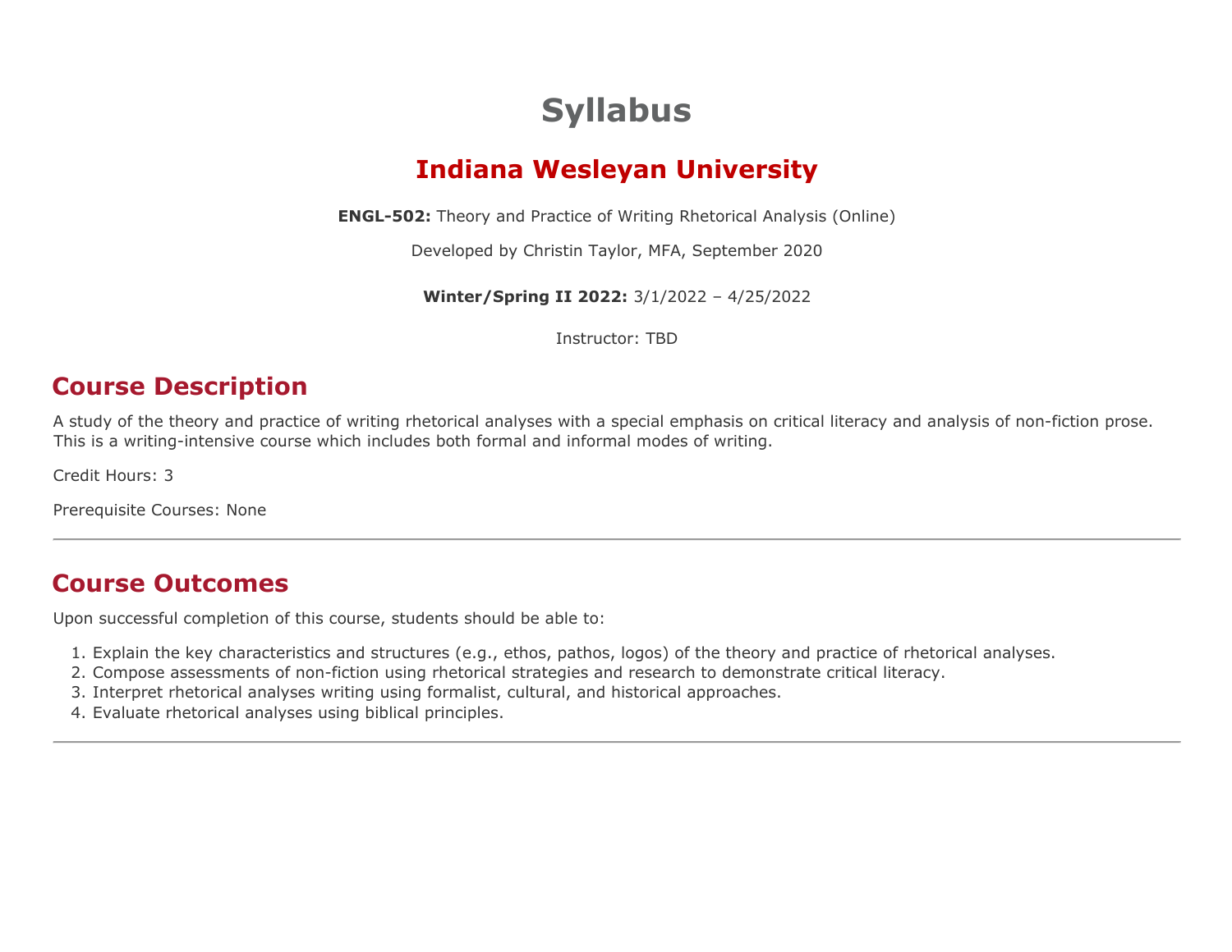# Syllabus

## Indiana Wesleyan University

**ENGL-502:** Theory and Practice of Writing Rhetorical Analysis (Online)

Developed by Christin Taylor, MFA, September 2020

**Winter/Spring II 2022:** 3/1/2022 – 4/25/2022

Instructor: TBD

## Course Description

A study of the theory and practice of writing rhetorical analyses with a special emphasis on critical literacy and analysis of non-fiction prose. This is a writing-intensive course which includes both formal and informal modes of writing.

Credit Hours: 3

Prerequisite Courses: None

---

## Course Outcomes

Upon successful completion of this course, students should be able to:

1. Explain the key characteristics and structures (e.g., ethos, pathos, logos) of the theory and practice of rhetorical analyses.
2. Compose assessments of non-fiction using rhetorical strategies and research to demonstrate critical literacy.
3. Interpret rhetorical analyses writing using formalist, cultural, and historical approaches.
4. Evaluate rhetorical analyses using biblical principles.

---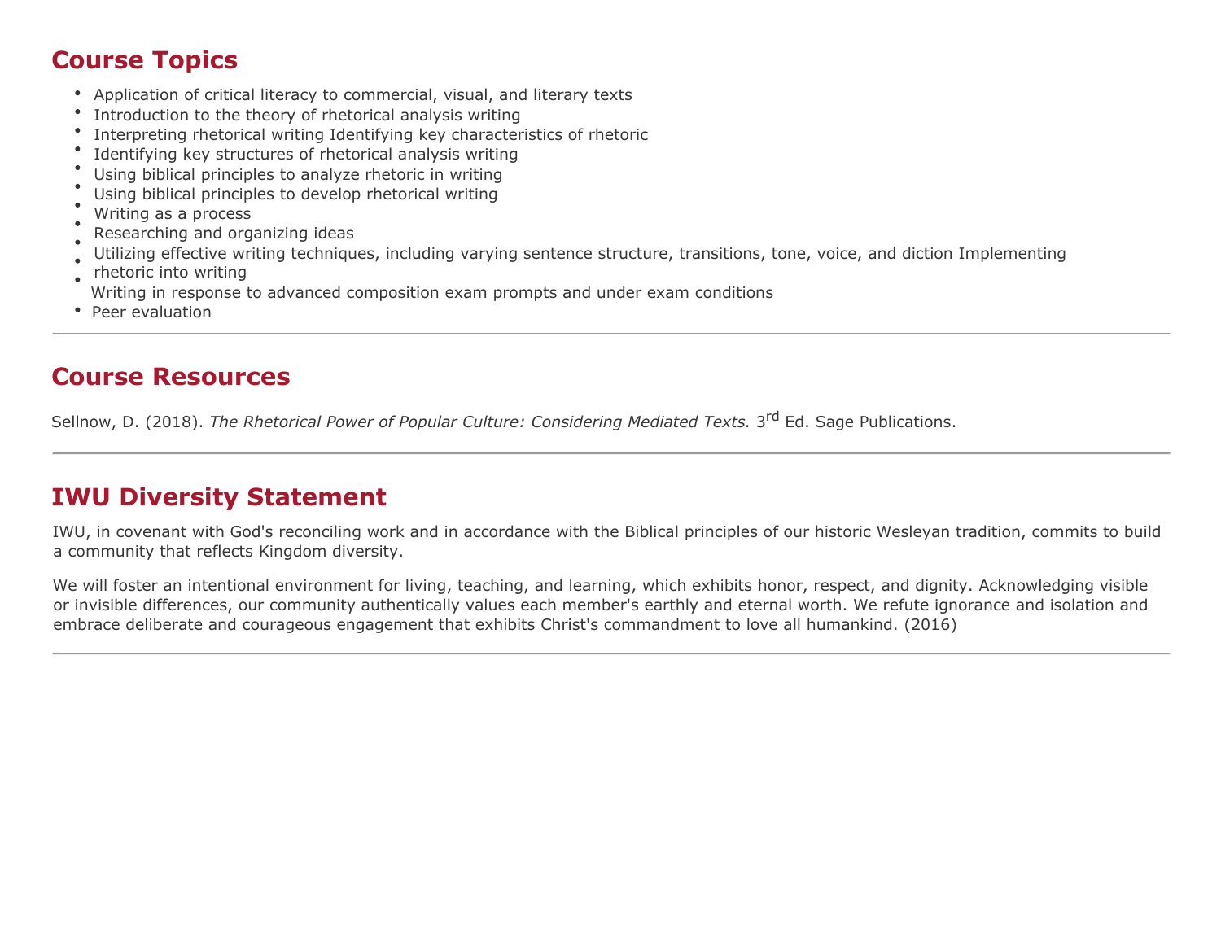## Course Topics

- Application of critical literacy to commercial, visual, and literary texts
- Introduction to the theory of rhetorical analysis writing
- Interpreting rhetorical writing Identifying key characteristics of rhetoric
- Identifying key structures of rhetorical analysis writing
- Using biblical principles to analyze rhetoric in writing
- Using biblical principles to develop rhetorical writing
- Writing as a process
- Researching and organizing ideas
- Utilizing effective writing techniques, including varying sentence structure, transitions, tone, voice, and diction Implementing rhetoric into writing
- Writing in response to advanced composition exam prompts and under exam conditions
- Peer evaluation

---

## Course Resources

Sellnow, D. (2018). *The Rhetorical Power of Popular Culture: Considering Mediated Texts.* 3rd Ed. Sage Publications.

---

## IWU Diversity Statement

IWU, in covenant with God's reconciling work and in accordance with the Biblical principles of our historic Wesleyan tradition, commits to build a community that reflects Kingdom diversity.

We will foster an intentional environment for living, teaching, and learning, which exhibits honor, respect, and dignity. Acknowledging visible or invisible differences, our community authentically values each member's earthly and eternal worth. We refute ignorance and isolation and embrace deliberate and courageous engagement that exhibits Christ's commandment to love all humankind. (2016)

---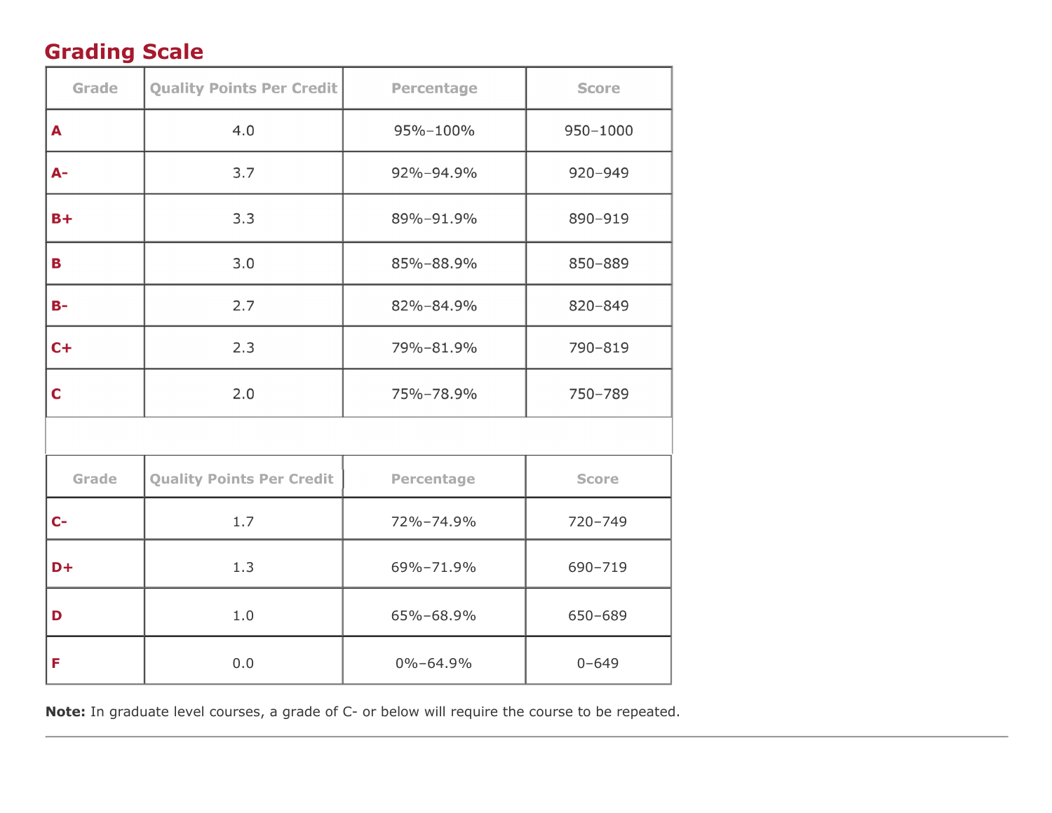## Grading Scale

| Grade | Quality Points Per Credit | Percentage | Score |
|---|---|---|---|
| **A** | 4.0 | 95%–100% | 950–1000 |
| **A-** | 3.7 | 92%–94.9% | 920–949 |
| **B+** | 3.3 | 89%–91.9% | 890–919 |
| **B** | 3.0 | 85%–88.9% | 850–889 |
| **B-** | 2.7 | 82%–84.9% | 820–849 |
| **C+** | 2.3 | 79%–81.9% | 790–819 |
| **C** | 2.0 | 75%–78.9% | 750–789 |
| **C-** | 1.7 | 72%–74.9% | 720–749 |
| **D+** | 1.3 | 69%–71.9% | 690–719 |
| **D** | 1.0 | 65%–68.9% | 650–689 |
| **F** | 0.0 | 0%–64.9% | 0–649 |

**Note:** In graduate level courses, a grade of C- or below will require the course to be repeated.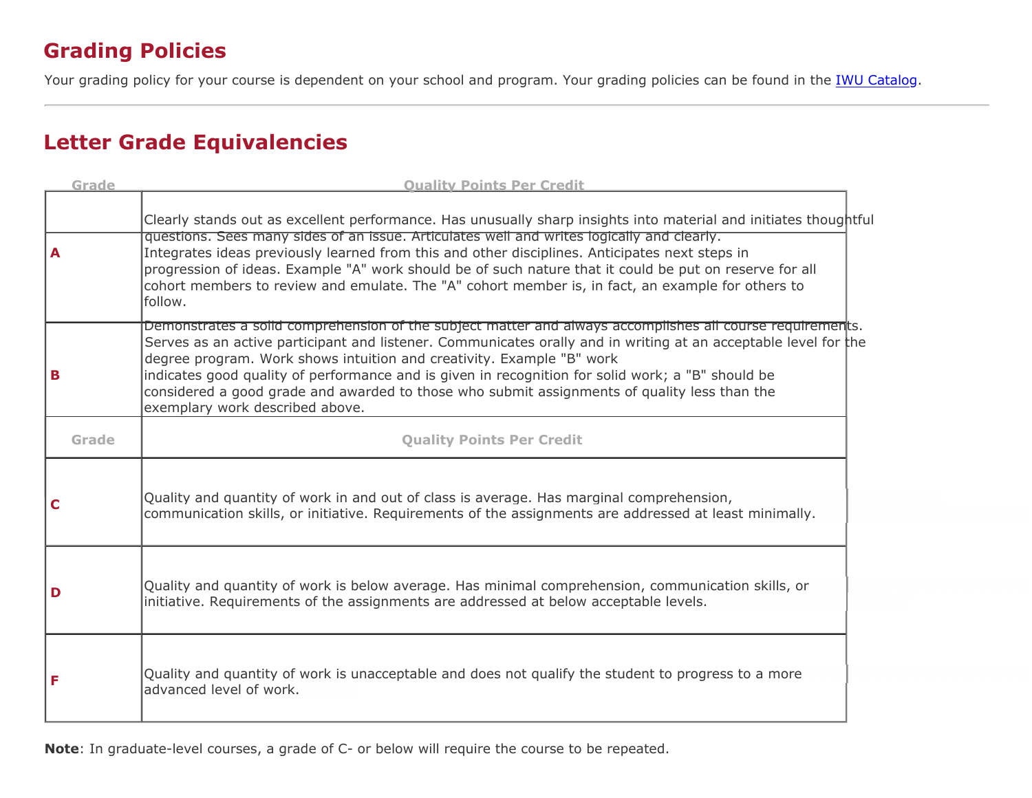## Grading Policies

Your grading policy for your course is dependent on your school and program. Your grading policies can be found in the [IWU Catalog](#).

---

## Letter Grade Equivalencies

| Grade | Quality Points Per Credit |
|---|---|
| A | Clearly stands out as excellent performance. Has unusually sharp insights into material and initiates thoughtful questions. Sees many sides of an issue. Articulates well and writes logically and clearly. Integrates ideas previously learned from this and other disciplines. Anticipates next steps in progression of ideas. Example "A" work should be of such nature that it could be put on reserve for all cohort members to review and emulate. The "A" cohort member is, in fact, an example for others to follow. |
| B | Demonstrates a solid comprehension of the subject matter and always accomplishes all course requirements. Serves as an active participant and listener. Communicates orally and in writing at an acceptable level for the degree program. Work shows intuition and creativity. Example "B" work indicates good quality of performance and is given in recognition for solid work; a "B" should be considered a good grade and awarded to those who submit assignments of quality less than the exemplary work described above. |
| C | Quality and quantity of work in and out of class is average. Has marginal comprehension, communication skills, or initiative. Requirements of the assignments are addressed at least minimally. |
| D | Quality and quantity of work is below average. Has minimal comprehension, communication skills, or initiative. Requirements of the assignments are addressed at below acceptable levels. |
| F | Quality and quantity of work is unacceptable and does not qualify the student to progress to a more advanced level of work. |

**Note**: In graduate-level courses, a grade of C- or below will require the course to be repeated.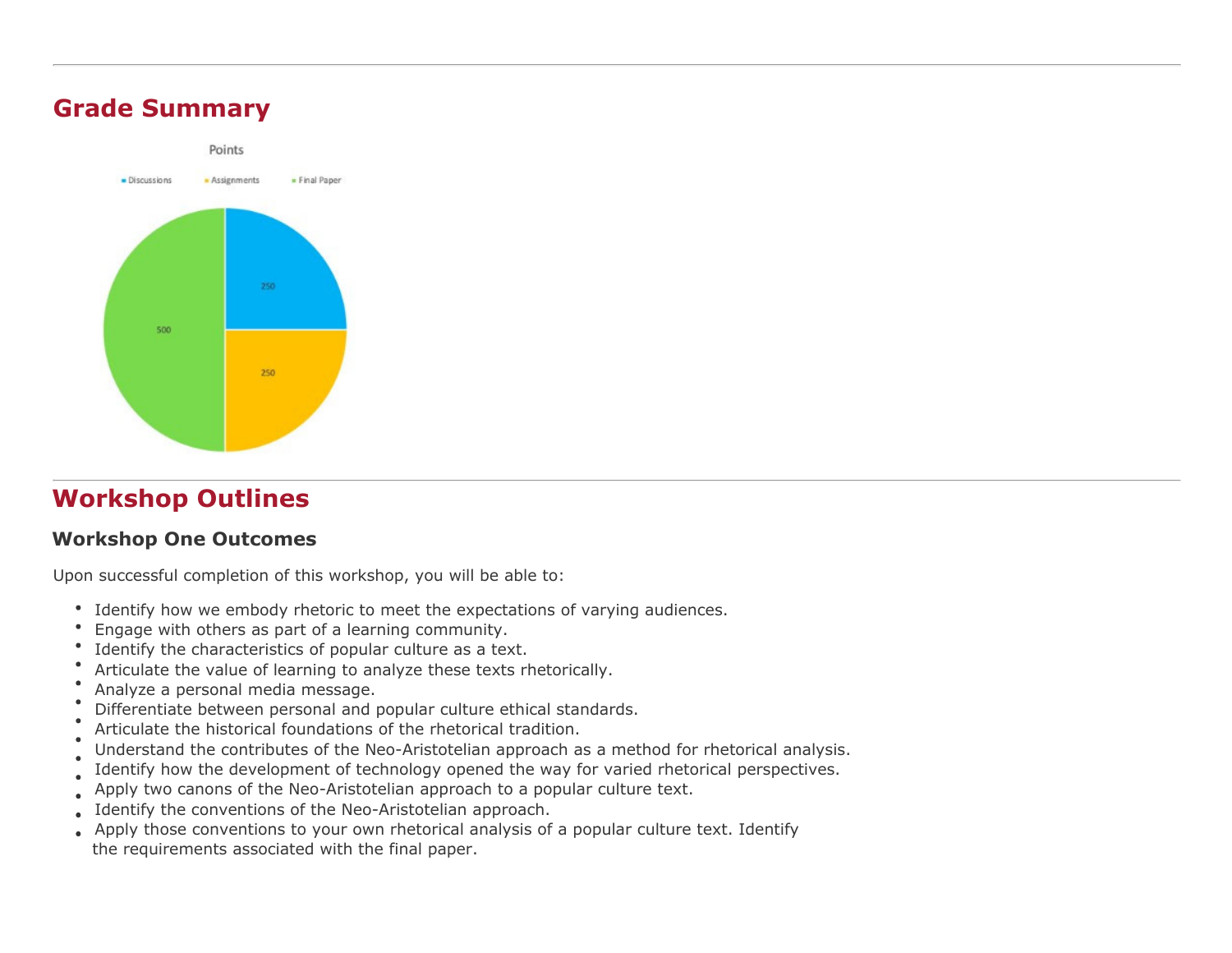## Grade Summary

Points

Discussions
Assignments
Final Paper

250
250
500

## Workshop Outlines

### Workshop One Outcomes

Upon successful completion of this workshop, you will be able to:

- Identify how we embody rhetoric to meet the expectations of varying audiences.
- Engage with others as part of a learning community.
- Identify the characteristics of popular culture as a text.
- Articulate the value of learning to analyze these texts rhetorically.
- Analyze a personal media message.
- Differentiate between personal and popular culture ethical standards.
- Articulate the historical foundations of the rhetorical tradition.
- Understand the contributes of the Neo-Aristotelian approach as a method for rhetorical analysis.
- Identify how the development of technology opened the way for varied rhetorical perspectives.
- Apply two canons of the Neo-Aristotelian approach to a popular culture text.
- Identify the conventions of the Neo-Aristotelian approach.
- Apply those conventions to your own rhetorical analysis of a popular culture text. Identify the requirements associated with the final paper.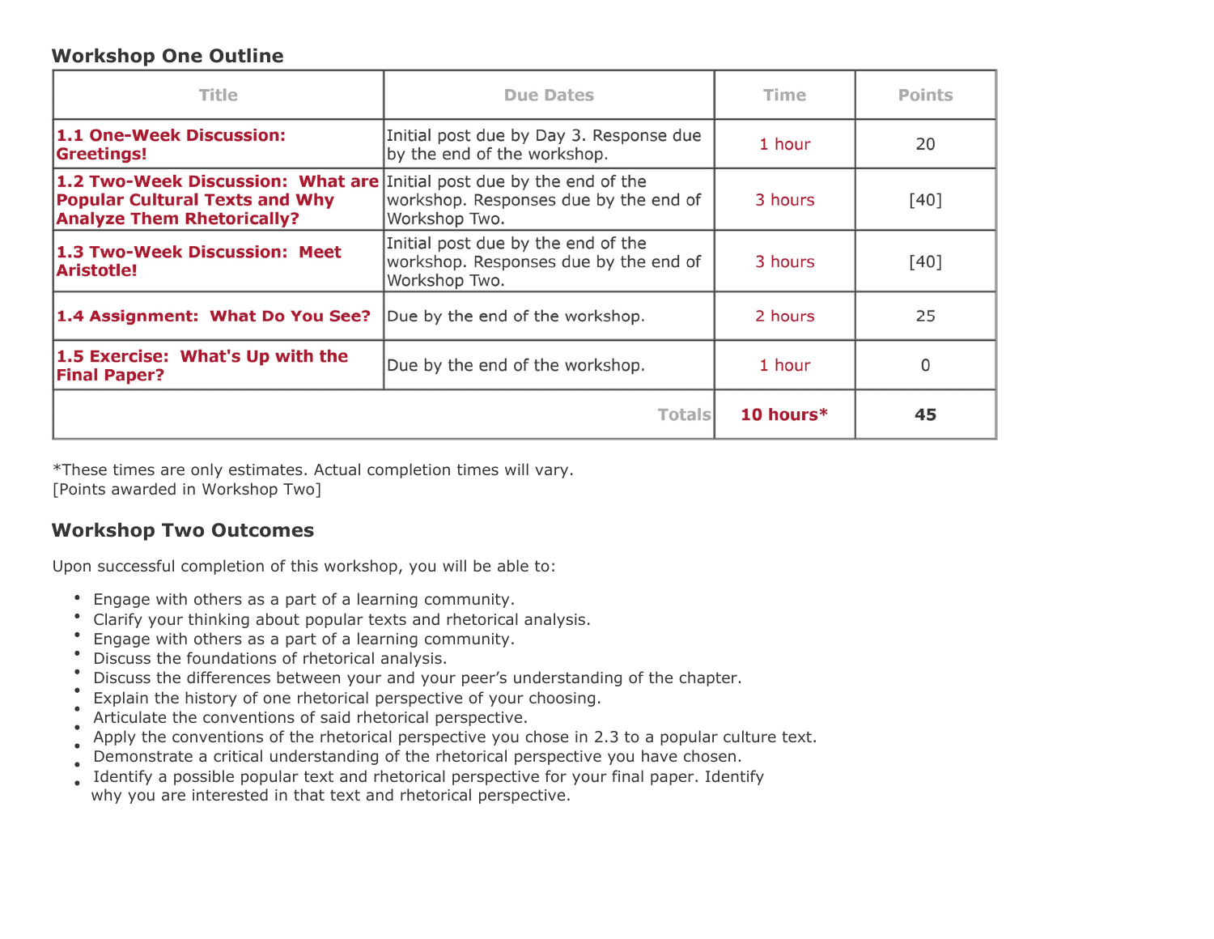### Workshop One Outline

| Title | Due Dates | Time | Points |
|---|---|---|---|
| **1.1 One-Week Discussion: Greetings!** | Initial post due by Day 3. Response due by the end of the workshop. | 1 hour | 20 |
| **1.2 Two-Week Discussion: What are Popular Cultural Texts and Why Analyze Them Rhetorically?** | Initial post due by the end of the workshop. Responses due by the end of Workshop Two. | 3 hours | [40] |
| **1.3 Two-Week Discussion: Meet Aristotle!** | Initial post due by the end of the workshop. Responses due by the end of Workshop Two. | 3 hours | [40] |
| **1.4 Assignment: What Do You See?** | Due by the end of the workshop. | 2 hours | 25 |
| **1.5 Exercise: What's Up with the Final Paper?** | Due by the end of the workshop. | 1 hour | 0 |
| | Totals | **10 hours*** | **45** |

*These times are only estimates. Actual completion times will vary.
[Points awarded in Workshop Two]

### Workshop Two Outcomes

Upon successful completion of this workshop, you will be able to:

- Engage with others as a part of a learning community.
- Clarify your thinking about popular texts and rhetorical analysis.
- Engage with others as a part of a learning community.
- Discuss the foundations of rhetorical analysis.
- Discuss the differences between your and your peer's understanding of the chapter.
- Explain the history of one rhetorical perspective of your choosing.
- Articulate the conventions of said rhetorical perspective.
- Apply the conventions of the rhetorical perspective you chose in 2.3 to a popular culture text.
- Demonstrate a critical understanding of the rhetorical perspective you have chosen.
- Identify a possible popular text and rhetorical perspective for your final paper. Identify why you are interested in that text and rhetorical perspective.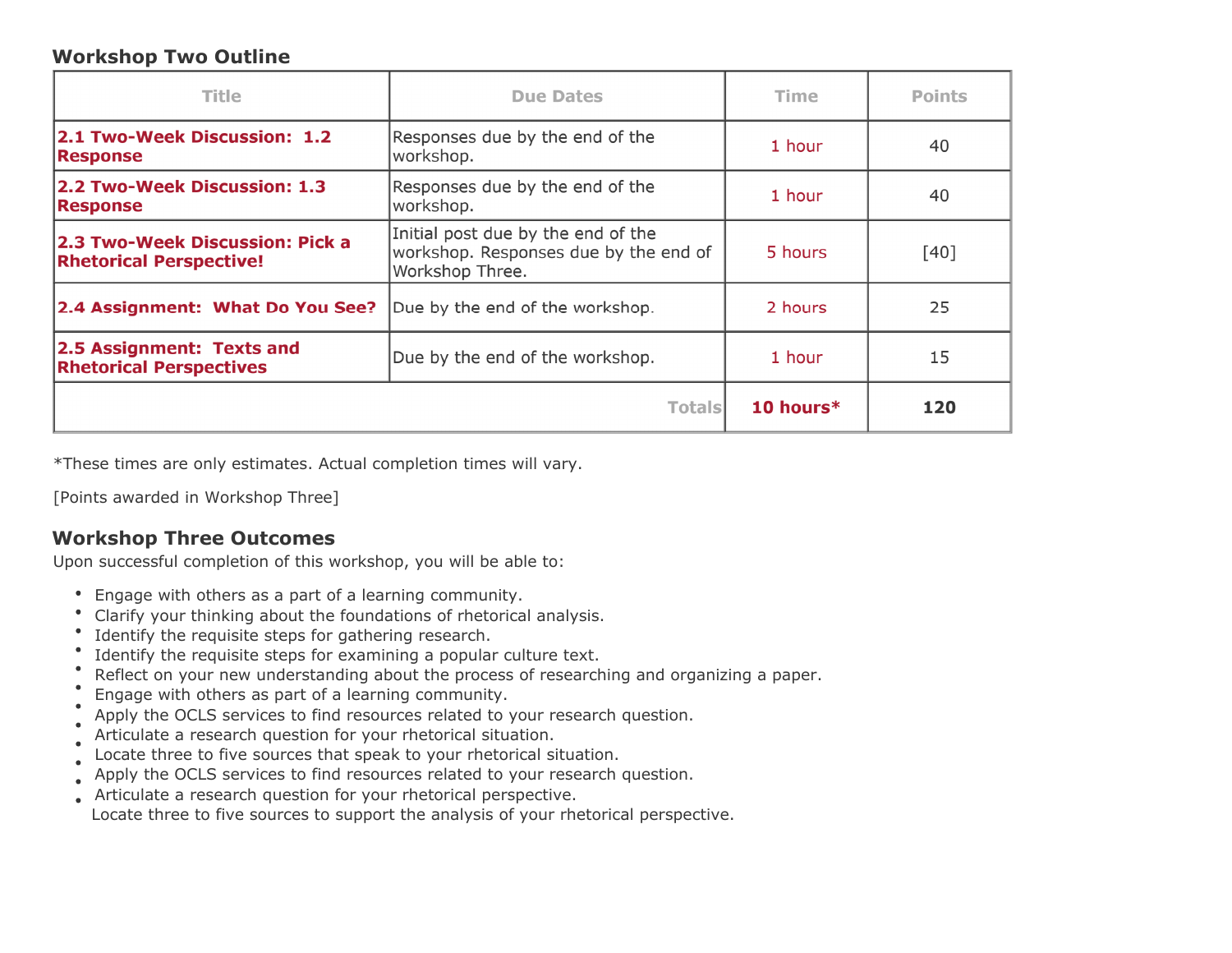### Workshop Two Outline

| Title | Due Dates | Time | Points |
|---|---|---|---|
| **2.1 Two-Week Discussion: 1.2 Response** | Responses due by the end of the workshop. | 1 hour | 40 |
| **2.2 Two-Week Discussion: 1.3 Response** | Responses due by the end of the workshop. | 1 hour | 40 |
| **2.3 Two-Week Discussion: Pick a Rhetorical Perspective!** | Initial post due by the end of the workshop. Responses due by the end of Workshop Three. | 5 hours | [40] |
| **2.4 Assignment: What Do You See?** | Due by the end of the workshop. | 2 hours | 25 |
| **2.5 Assignment: Texts and Rhetorical Perspectives** | Due by the end of the workshop. | 1 hour | 15 |
| | Totals | **10 hours*** | **120** |

*These times are only estimates. Actual completion times will vary.

[Points awarded in Workshop Three]

### Workshop Three Outcomes

Upon successful completion of this workshop, you will be able to:

- Engage with others as a part of a learning community.
- Clarify your thinking about the foundations of rhetorical analysis.
- Identify the requisite steps for gathering research.
- Identify the requisite steps for examining a popular culture text.
- Reflect on your new understanding about the process of researching and organizing a paper.
- Engage with others as part of a learning community.
- Apply the OCLS services to find resources related to your research question.
- Articulate a research question for your rhetorical situation.
- Locate three to five sources that speak to your rhetorical situation.
- Apply the OCLS services to find resources related to your research question.
- Articulate a research question for your rhetorical perspective.
- Locate three to five sources to support the analysis of your rhetorical perspective.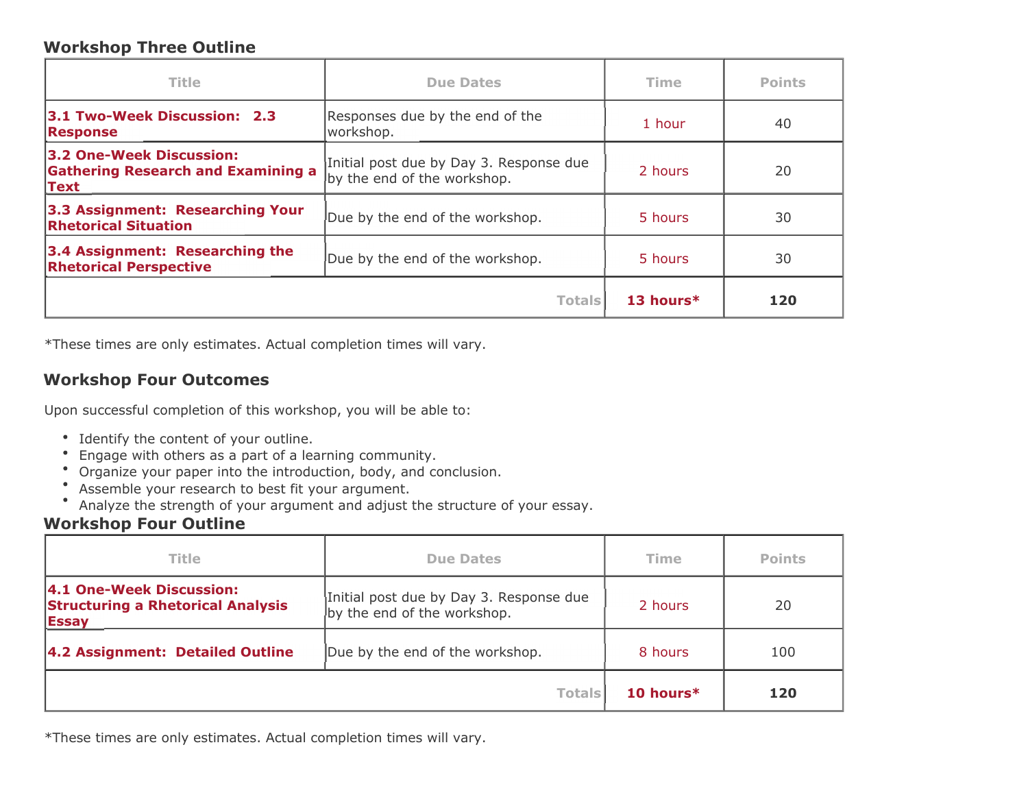### Workshop Three Outline

| Title | Due Dates | Time | Points |
|---|---|---|---|
| **3.1 Two-Week Discussion: 2.3 Response** | Responses due by the end of the workshop. | 1 hour | 40 |
| **3.2 One-Week Discussion: Gathering Research and Examining a Text** | Initial post due by Day 3. Response due by the end of the workshop. | 2 hours | 20 |
| **3.3 Assignment: Researching Your Rhetorical Situation** | Due by the end of the workshop. | 5 hours | 30 |
| **3.4 Assignment: Researching the Rhetorical Perspective** | Due by the end of the workshop. | 5 hours | 30 |
| | Totals | **13 hours*** | **120** |

*These times are only estimates. Actual completion times will vary.

### Workshop Four Outcomes

Upon successful completion of this workshop, you will be able to:

- Identify the content of your outline.
- Engage with others as a part of a learning community.
- Organize your paper into the introduction, body, and conclusion.
- Assemble your research to best fit your argument.
- Analyze the strength of your argument and adjust the structure of your essay.

### Workshop Four Outline

| Title | Due Dates | Time | Points |
|---|---|---|---|
| **4.1 One-Week Discussion: Structuring a Rhetorical Analysis Essay** | Initial post due by Day 3. Response due by the end of the workshop. | 2 hours | 20 |
| **4.2 Assignment: Detailed Outline** | Due by the end of the workshop. | 8 hours | 100 |
| | Totals | **10 hours*** | **120** |

*These times are only estimates. Actual completion times will vary.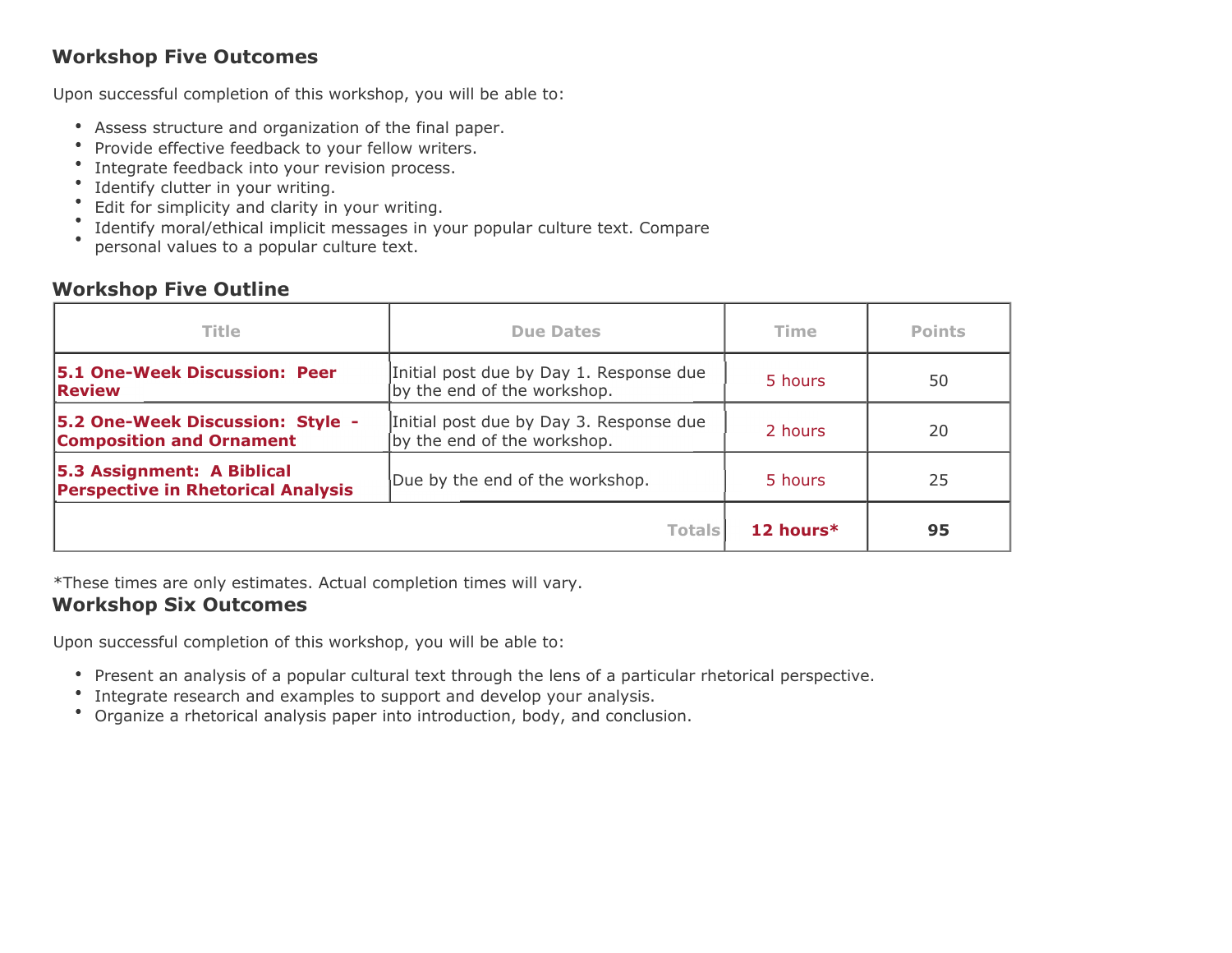### Workshop Five Outcomes

Upon successful completion of this workshop, you will be able to:

- Assess structure and organization of the final paper.
- Provide effective feedback to your fellow writers.
- Integrate feedback into your revision process.
- Identify clutter in your writing.
- Edit for simplicity and clarity in your writing.
- Identify moral/ethical implicit messages in your popular culture text. Compare personal values to a popular culture text.

### Workshop Five Outline

| Title | Due Dates | Time | Points |
|---|---|---|---|
| **5.1 One-Week Discussion: Peer Review** | Initial post due by Day 1. Response due by the end of the workshop. | 5 hours | 50 |
| **5.2 One-Week Discussion: Style - Composition and Ornament** | Initial post due by Day 3. Response due by the end of the workshop. | 2 hours | 20 |
| **5.3 Assignment: A Biblical Perspective in Rhetorical Analysis** | Due by the end of the workshop. | 5 hours | 25 |
| | Totals | **12 hours*** | **95** |

*These times are only estimates. Actual completion times will vary.

### Workshop Six Outcomes

Upon successful completion of this workshop, you will be able to:

- Present an analysis of a popular cultural text through the lens of a particular rhetorical perspective.
- Integrate research and examples to support and develop your analysis.
- Organize a rhetorical analysis paper into introduction, body, and conclusion.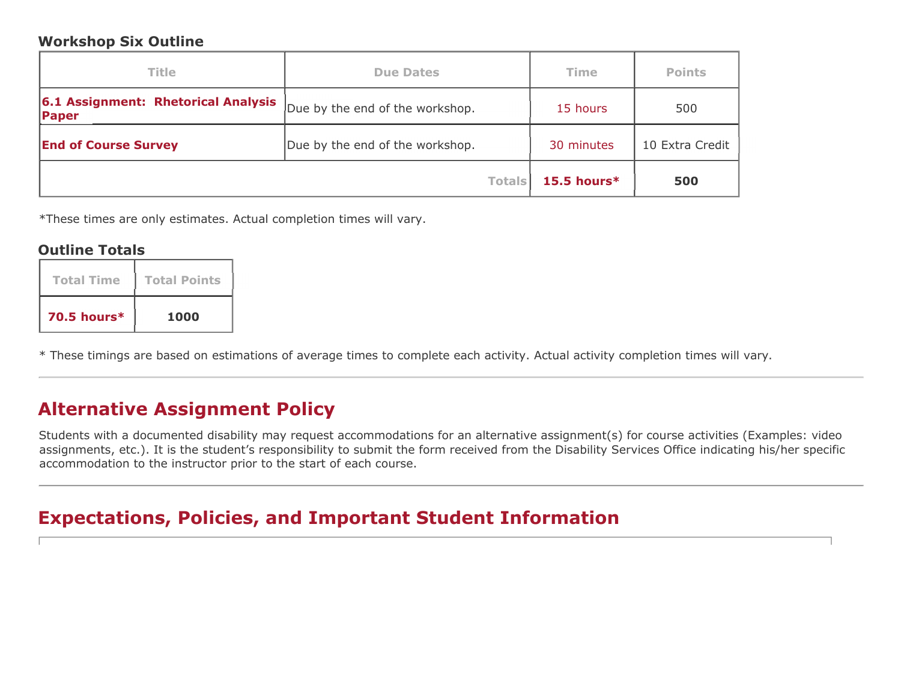### Workshop Six Outline

| Title | Due Dates | Time | Points |
|---|---|---|---|
| **6.1 Assignment: Rhetorical Analysis Paper** | Due by the end of the workshop. | 15 hours | 500 |
| **End of Course Survey** | Due by the end of the workshop. | 30 minutes | 10 Extra Credit |
| | Totals | **15.5 hours*** | **500** |

*These times are only estimates. Actual completion times will vary.

### Outline Totals

| Total Time | Total Points |
|---|---|
| **70.5 hours*** | **1000** |

* These timings are based on estimations of average times to complete each activity. Actual activity completion times will vary.

---

## Alternative Assignment Policy

Students with a documented disability may request accommodations for an alternative assignment(s) for course activities (Examples: video assignments, etc.). It is the student's responsibility to submit the form received from the Disability Services Office indicating his/her specific accommodation to the instructor prior to the start of each course.

---

## Expectations, Policies, and Important Student Information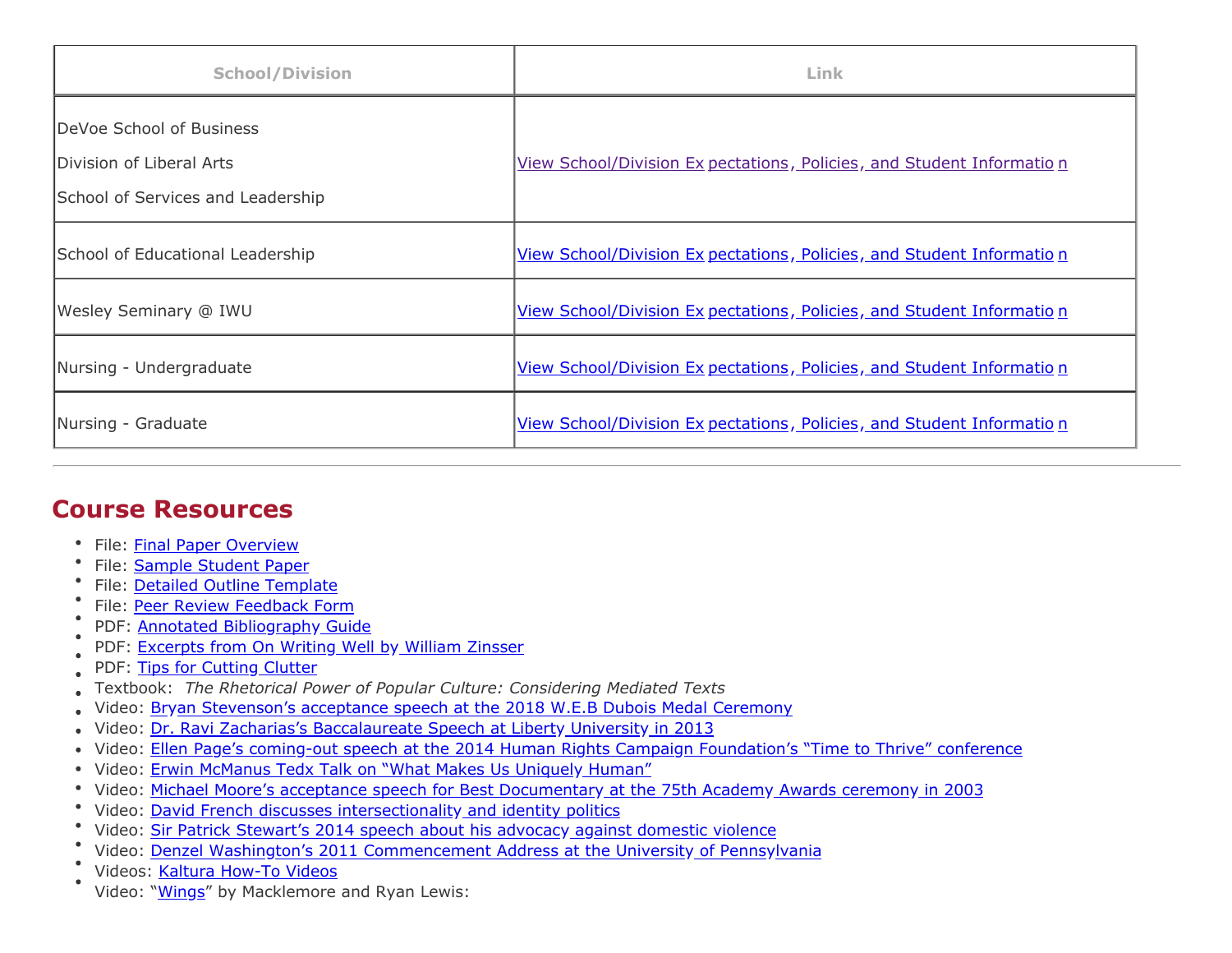| School/Division | Link |
|---|---|
| DeVoe School of Business<br>Division of Liberal Arts<br>School of Services and Leadership | View School/Division Expectations, Policies, and Student Information |
| School of Educational Leadership | View School/Division Expectations, Policies, and Student Information |
| Wesley Seminary @ IWU | View School/Division Expectations, Policies, and Student Information |
| Nursing - Undergraduate | View School/Division Expectations, Policies, and Student Information |
| Nursing - Graduate | View School/Division Expectations, Policies, and Student Information |

---

## Course Resources

- File: Final Paper Overview
- File: Sample Student Paper
- File: Detailed Outline Template
- File: Peer Review Feedback Form
- PDF: Annotated Bibliography Guide
- PDF: Excerpts from On Writing Well by William Zinsser
- PDF: Tips for Cutting Clutter
- Textbook: *The Rhetorical Power of Popular Culture: Considering Mediated Texts*
- Video: Bryan Stevenson's acceptance speech at the 2018 W.E.B Dubois Medal Ceremony
- Video: Dr. Ravi Zacharias's Baccalaureate Speech at Liberty University in 2013
- Video: Ellen Page's coming-out speech at the 2014 Human Rights Campaign Foundation's "Time to Thrive" conference
- Video: Erwin McManus Tedx Talk on "What Makes Us Uniquely Human"
- Video: Michael Moore's acceptance speech for Best Documentary at the 75th Academy Awards ceremony in 2003
- Video: David French discusses intersectionality and identity politics
- Video: Sir Patrick Stewart's 2014 speech about his advocacy against domestic violence
- Video: Denzel Washington's 2011 Commencement Address at the University of Pennsylvania
- Videos: Kaltura How-To Videos
- Video: "Wings" by Macklemore and Ryan Lewis: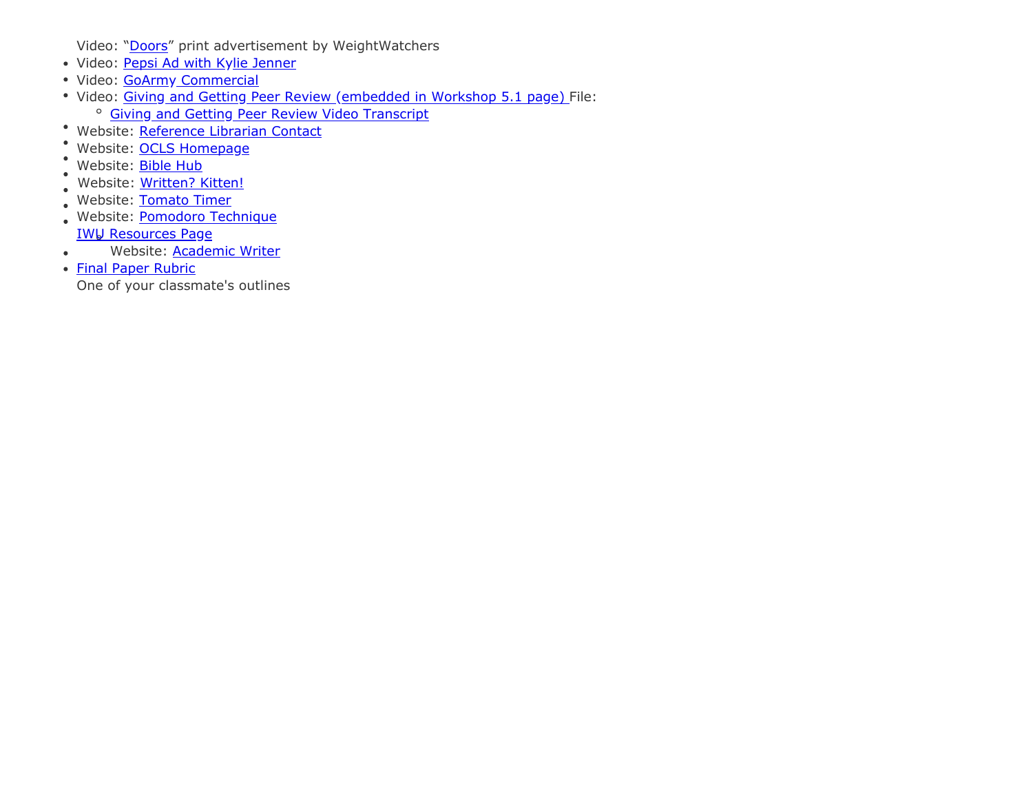Video: "Doors" print advertisement by WeightWatchers

- Video: Pepsi Ad with Kylie Jenner
- Video: GoArmy Commercial
- Video: Giving and Getting Peer Review (embedded in Workshop 5.1 page) File:
    - Giving and Getting Peer Review Video Transcript
- Website: Reference Librarian Contact
- Website: OCLS Homepage
- Website: Bible Hub
- Website: Written? Kitten!
- Website: Tomato Timer
- Website: Pomodoro Technique

IWU Resources Page

- Website: Academic Writer
- Final Paper Rubric

One of your classmate's outlines